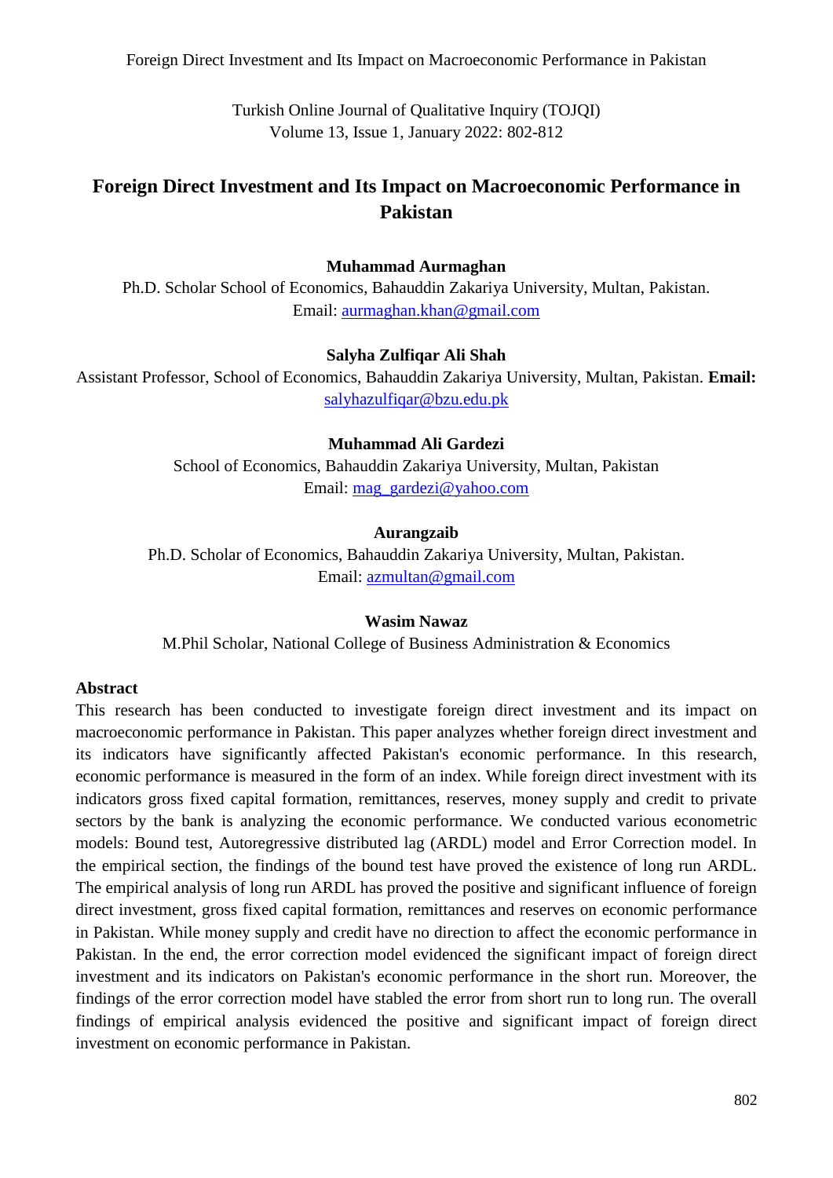Turkish Online Journal of Qualitative Inquiry (TOJQI)
Volume 13, Issue 1, January 2022: 802-812

# Foreign Direct Investment and Its Impact on Macroeconomic Performance in Pakistan

**Muhammad Aurmaghan**
Ph.D. Scholar School of Economics, Bahauddin Zakariya University, Multan, Pakistan.
Email: aurmaghan.khan@gmail.com

**Salyha Zulfiqar Ali Shah**
Assistant Professor, School of Economics, Bahauddin Zakariya University, Multan, Pakistan. **Email:** salyhazulfiqar@bzu.edu.pk

**Muhammad Ali Gardezi**
School of Economics, Bahauddin Zakariya University, Multan, Pakistan
Email: mag_gardezi@yahoo.com

**Aurangzaib**
Ph.D. Scholar of Economics, Bahauddin Zakariya University, Multan, Pakistan.
Email: azmultan@gmail.com

**Wasim Nawaz**
M.Phil Scholar, National College of Business Administration & Economics

**Abstract**

This research has been conducted to investigate foreign direct investment and its impact on macroeconomic performance in Pakistan. This paper analyzes whether foreign direct investment and its indicators have significantly affected Pakistan's economic performance. In this research, economic performance is measured in the form of an index. While foreign direct investment with its indicators gross fixed capital formation, remittances, reserves, money supply and credit to private sectors by the bank is analyzing the economic performance. We conducted various econometric models: Bound test, Autoregressive distributed lag (ARDL) model and Error Correction model. In the empirical section, the findings of the bound test have proved the existence of long run ARDL. The empirical analysis of long run ARDL has proved the positive and significant influence of foreign direct investment, gross fixed capital formation, remittances and reserves on economic performance in Pakistan. While money supply and credit have no direction to affect the economic performance in Pakistan. In the end, the error correction model evidenced the significant impact of foreign direct investment and its indicators on Pakistan's economic performance in the short run. Moreover, the findings of the error correction model have stabled the error from short run to long run. The overall findings of empirical analysis evidenced the positive and significant impact of foreign direct investment on economic performance in Pakistan.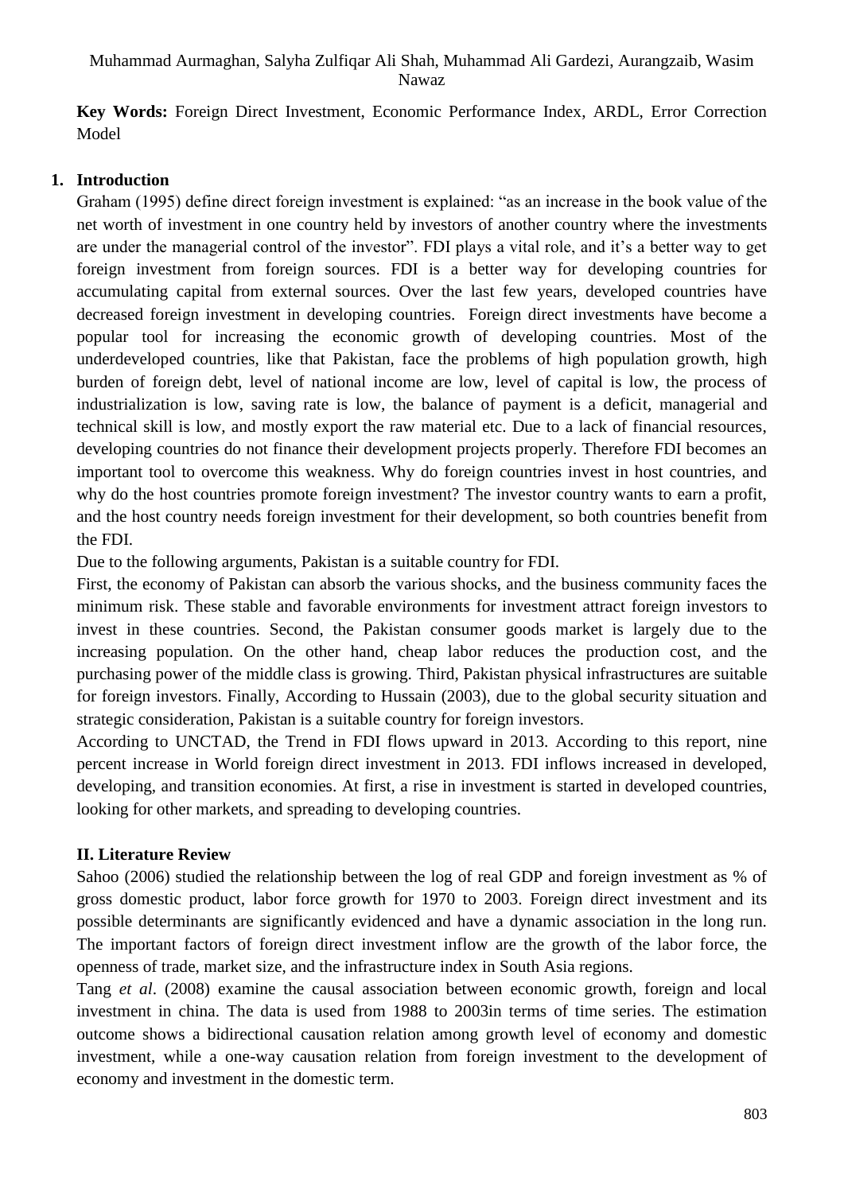**Key Words:** Foreign Direct Investment, Economic Performance Index, ARDL, Error Correction Model

## 1. Introduction

Graham (1995) define direct foreign investment is explained: "as an increase in the book value of the net worth of investment in one country held by investors of another country where the investments are under the managerial control of the investor". FDI plays a vital role, and it's a better way to get foreign investment from foreign sources. FDI is a better way for developing countries for accumulating capital from external sources. Over the last few years, developed countries have decreased foreign investment in developing countries. Foreign direct investments have become a popular tool for increasing the economic growth of developing countries. Most of the underdeveloped countries, like that Pakistan, face the problems of high population growth, high burden of foreign debt, level of national income are low, level of capital is low, the process of industrialization is low, saving rate is low, the balance of payment is a deficit, managerial and technical skill is low, and mostly export the raw material etc. Due to a lack of financial resources, developing countries do not finance their development projects properly. Therefore FDI becomes an important tool to overcome this weakness. Why do foreign countries invest in host countries, and why do the host countries promote foreign investment? The investor country wants to earn a profit, and the host country needs foreign investment for their development, so both countries benefit from the FDI.

Due to the following arguments, Pakistan is a suitable country for FDI.

First, the economy of Pakistan can absorb the various shocks, and the business community faces the minimum risk. These stable and favorable environments for investment attract foreign investors to invest in these countries. Second, the Pakistan consumer goods market is largely due to the increasing population. On the other hand, cheap labor reduces the production cost, and the purchasing power of the middle class is growing. Third, Pakistan physical infrastructures are suitable for foreign investors. Finally, According to Hussain (2003), due to the global security situation and strategic consideration, Pakistan is a suitable country for foreign investors.

According to UNCTAD, the Trend in FDI flows upward in 2013. According to this report, nine percent increase in World foreign direct investment in 2013. FDI inflows increased in developed, developing, and transition economies. At first, a rise in investment is started in developed countries, looking for other markets, and spreading to developing countries.

## II. Literature Review

Sahoo (2006) studied the relationship between the log of real GDP and foreign investment as % of gross domestic product, labor force growth for 1970 to 2003. Foreign direct investment and its possible determinants are significantly evidenced and have a dynamic association in the long run. The important factors of foreign direct investment inflow are the growth of the labor force, the openness of trade, market size, and the infrastructure index in South Asia regions.

Tang *et al*. (2008) examine the causal association between economic growth, foreign and local investment in china. The data is used from 1988 to 2003in terms of time series. The estimation outcome shows a bidirectional causation relation among growth level of economy and domestic investment, while a one-way causation relation from foreign investment to the development of economy and investment in the domestic term.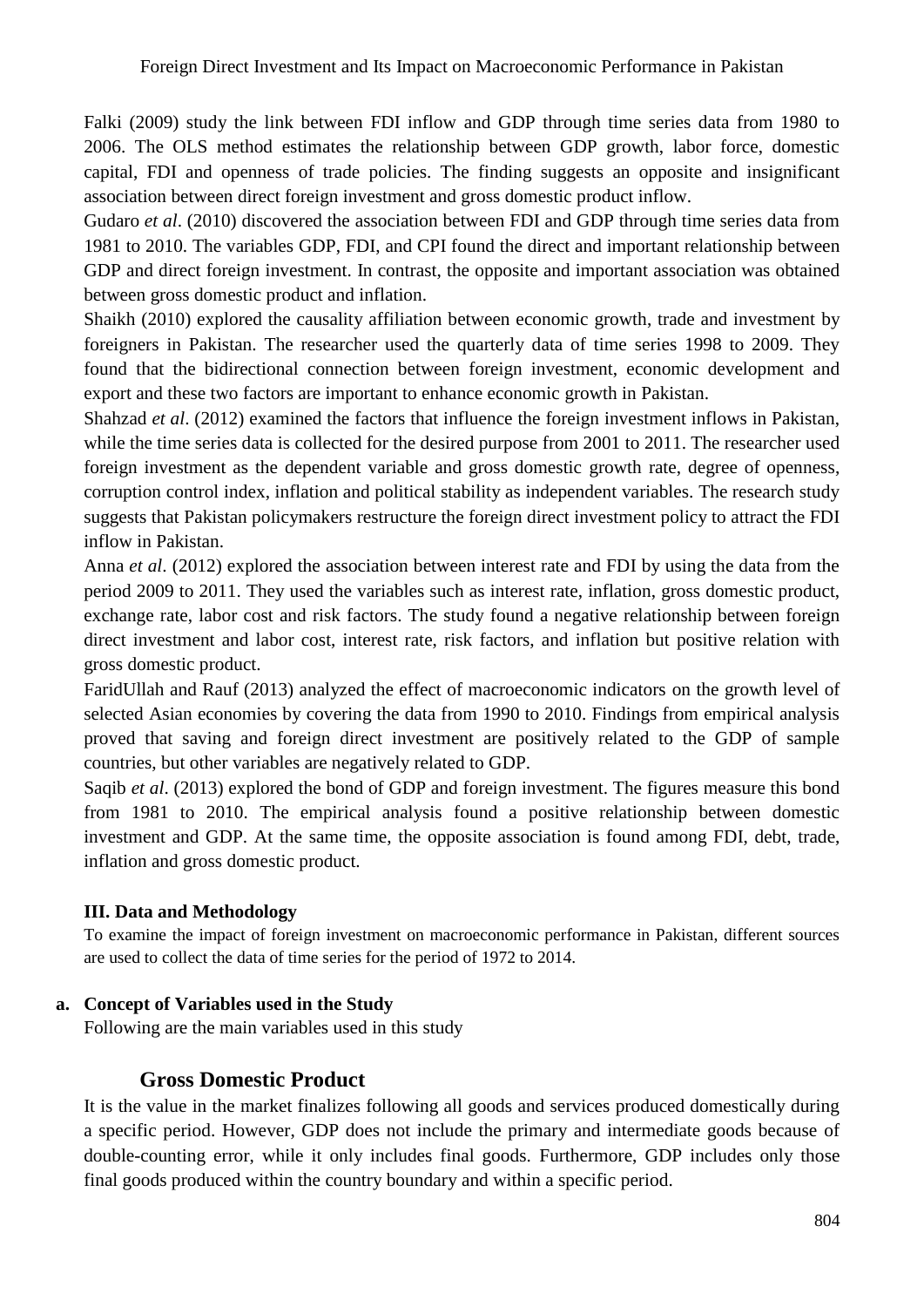Falki (2009) study the link between FDI inflow and GDP through time series data from 1980 to 2006. The OLS method estimates the relationship between GDP growth, labor force, domestic capital, FDI and openness of trade policies. The finding suggests an opposite and insignificant association between direct foreign investment and gross domestic product inflow.

Gudaro *et al*. (2010) discovered the association between FDI and GDP through time series data from 1981 to 2010. The variables GDP, FDI, and CPI found the direct and important relationship between GDP and direct foreign investment. In contrast, the opposite and important association was obtained between gross domestic product and inflation.

Shaikh (2010) explored the causality affiliation between economic growth, trade and investment by foreigners in Pakistan. The researcher used the quarterly data of time series 1998 to 2009. They found that the bidirectional connection between foreign investment, economic development and export and these two factors are important to enhance economic growth in Pakistan.

Shahzad *et al*. (2012) examined the factors that influence the foreign investment inflows in Pakistan, while the time series data is collected for the desired purpose from 2001 to 2011. The researcher used foreign investment as the dependent variable and gross domestic growth rate, degree of openness, corruption control index, inflation and political stability as independent variables. The research study suggests that Pakistan policymakers restructure the foreign direct investment policy to attract the FDI inflow in Pakistan.

Anna *et al*. (2012) explored the association between interest rate and FDI by using the data from the period 2009 to 2011. They used the variables such as interest rate, inflation, gross domestic product, exchange rate, labor cost and risk factors. The study found a negative relationship between foreign direct investment and labor cost, interest rate, risk factors, and inflation but positive relation with gross domestic product.

FaridUllah and Rauf (2013) analyzed the effect of macroeconomic indicators on the growth level of selected Asian economies by covering the data from 1990 to 2010. Findings from empirical analysis proved that saving and foreign direct investment are positively related to the GDP of sample countries, but other variables are negatively related to GDP.

Saqib *et al*. (2013) explored the bond of GDP and foreign investment. The figures measure this bond from 1981 to 2010. The empirical analysis found a positive relationship between domestic investment and GDP. At the same time, the opposite association is found among FDI, debt, trade, inflation and gross domestic product.

## III. Data and Methodology

To examine the impact of foreign investment on macroeconomic performance in Pakistan, different sources are used to collect the data of time series for the period of 1972 to 2014.

### a. Concept of Variables used in the Study

Following are the main variables used in this study

#### Gross Domestic Product

It is the value in the market finalizes following all goods and services produced domestically during a specific period. However, GDP does not include the primary and intermediate goods because of double-counting error, while it only includes final goods. Furthermore, GDP includes only those final goods produced within the country boundary and within a specific period.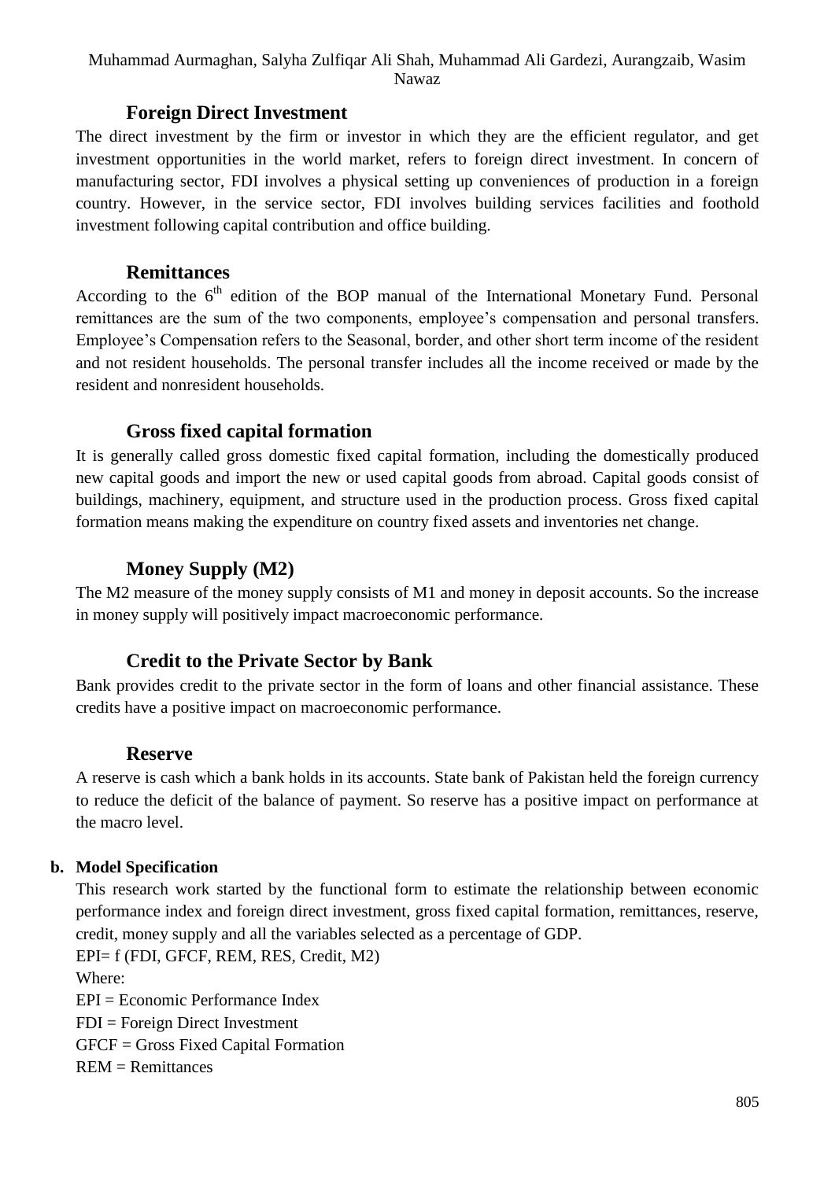### Foreign Direct Investment

The direct investment by the firm or investor in which they are the efficient regulator, and get investment opportunities in the world market, refers to foreign direct investment. In concern of manufacturing sector, FDI involves a physical setting up conveniences of production in a foreign country. However, in the service sector, FDI involves building services facilities and foothold investment following capital contribution and office building.

### Remittances

According to the $6^{th}$ edition of the BOP manual of the International Monetary Fund. Personal remittances are the sum of the two components, employee's compensation and personal transfers. Employee's Compensation refers to the Seasonal, border, and other short term income of the resident and not resident households. The personal transfer includes all the income received or made by the resident and nonresident households.

### Gross fixed capital formation

It is generally called gross domestic fixed capital formation, including the domestically produced new capital goods and import the new or used capital goods from abroad. Capital goods consist of buildings, machinery, equipment, and structure used in the production process. Gross fixed capital formation means making the expenditure on country fixed assets and inventories net change.

### Money Supply (M2)

The M2 measure of the money supply consists of M1 and money in deposit accounts. So the increase in money supply will positively impact macroeconomic performance.

### Credit to the Private Sector by Bank

Bank provides credit to the private sector in the form of loans and other financial assistance. These credits have a positive impact on macroeconomic performance.

### Reserve

A reserve is cash which a bank holds in its accounts. State bank of Pakistan held the foreign currency to reduce the deficit of the balance of payment. So reserve has a positive impact on performance at the macro level.

**b. Model Specification**

This research work started by the functional form to estimate the relationship between economic performance index and foreign direct investment, gross fixed capital formation, remittances, reserve, credit, money supply and all the variables selected as a percentage of GDP.

EPI= f (FDI, GFCF, REM, RES, Credit, M2)

Where:

EPI = Economic Performance Index

FDI = Foreign Direct Investment

GFCF = Gross Fixed Capital Formation

REM = Remittances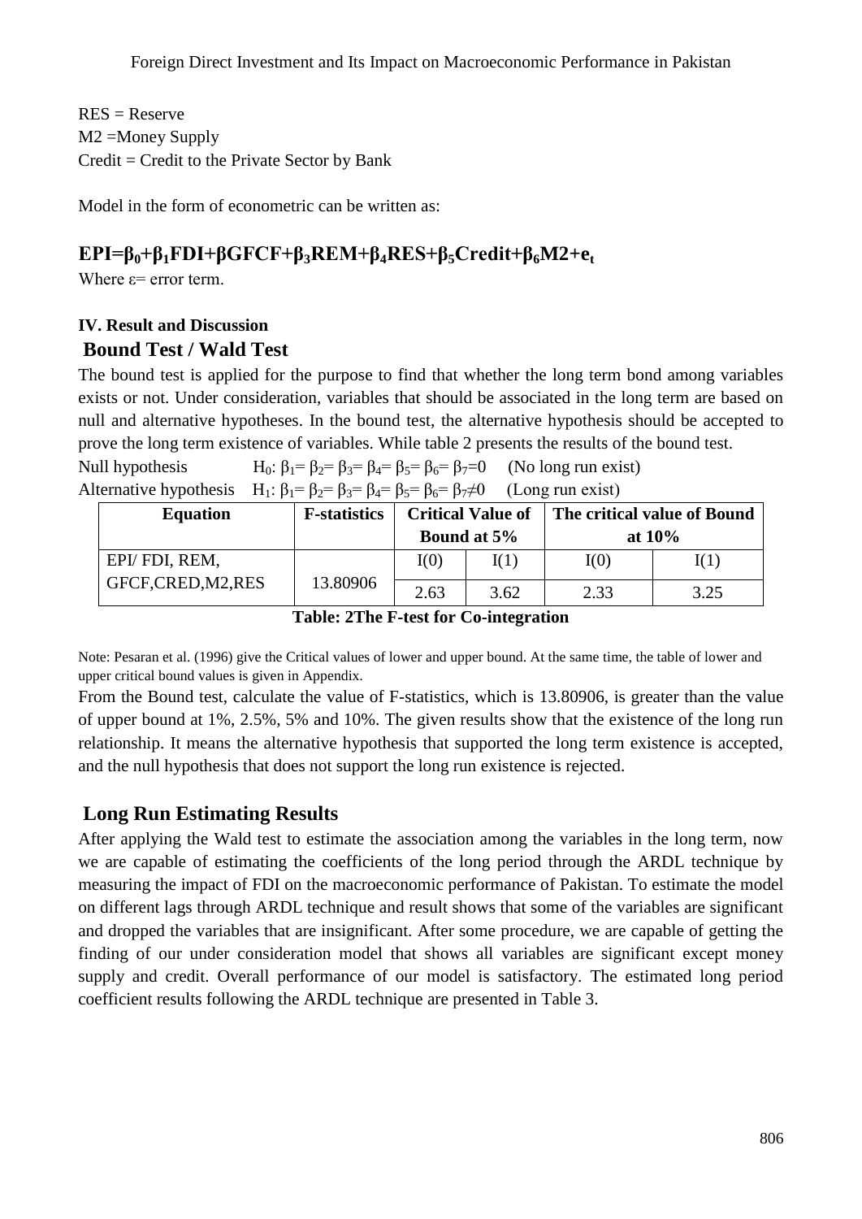RES = Reserve
M2 =Money Supply
Credit = Credit to the Private Sector by Bank

Model in the form of econometric can be written as:

$$EPI=\beta_0+\beta_1FDI+\beta GFCF+\beta_3REM+\beta_4RES+\beta_5Credit+\beta_6M2+e_t$$

Where ε= error term.

#### IV. Result and Discussion

## Bound Test / Wald Test

The bound test is applied for the purpose to find that whether the long term bond among variables exists or not. Under consideration, variables that should be associated in the long term are based on null and alternative hypotheses. In the bound test, the alternative hypothesis should be accepted to prove the long term existence of variables. While table 2 presents the results of the bound test.

Null hypothesis $H_0$: $\beta_1= \beta_2= \beta_3= \beta_4= \beta_5= \beta_6= \beta_7=0$ (No long run exist)

Alternative hypothesis $H_1$: $\beta_1= \beta_2= \beta_3= \beta_4= \beta_5= \beta_6= \beta_7\neq0$ (Long run exist)

| Equation | F-statistics | Critical Value of Bound at 5% | | The critical value of Bound at 10% | |
|---|---|---|---|---|---|
| | | I(0) | I(1) | I(0) | I(1) |
| EPI/ FDI, REM, GFCF,CRED,M2,RES | 13.80906 | 2.63 | 3.62 | 2.33 | 3.25 |

**Table: 2The F-test for Co-integration**

Note: Pesaran et al. (1996) give the Critical values of lower and upper bound. At the same time, the table of lower and upper critical bound values is given in Appendix.

From the Bound test, calculate the value of F-statistics, which is 13.80906, is greater than the value of upper bound at 1%, 2.5%, 5% and 10%. The given results show that the existence of the long run relationship. It means the alternative hypothesis that supported the long term existence is accepted, and the null hypothesis that does not support the long run existence is rejected.

## Long Run Estimating Results

After applying the Wald test to estimate the association among the variables in the long term, now we are capable of estimating the coefficients of the long period through the ARDL technique by measuring the impact of FDI on the macroeconomic performance of Pakistan. To estimate the model on different lags through ARDL technique and result shows that some of the variables are significant and dropped the variables that are insignificant. After some procedure, we are capable of getting the finding of our under consideration model that shows all variables are significant except money supply and credit. Overall performance of our model is satisfactory. The estimated long period coefficient results following the ARDL technique are presented in Table 3.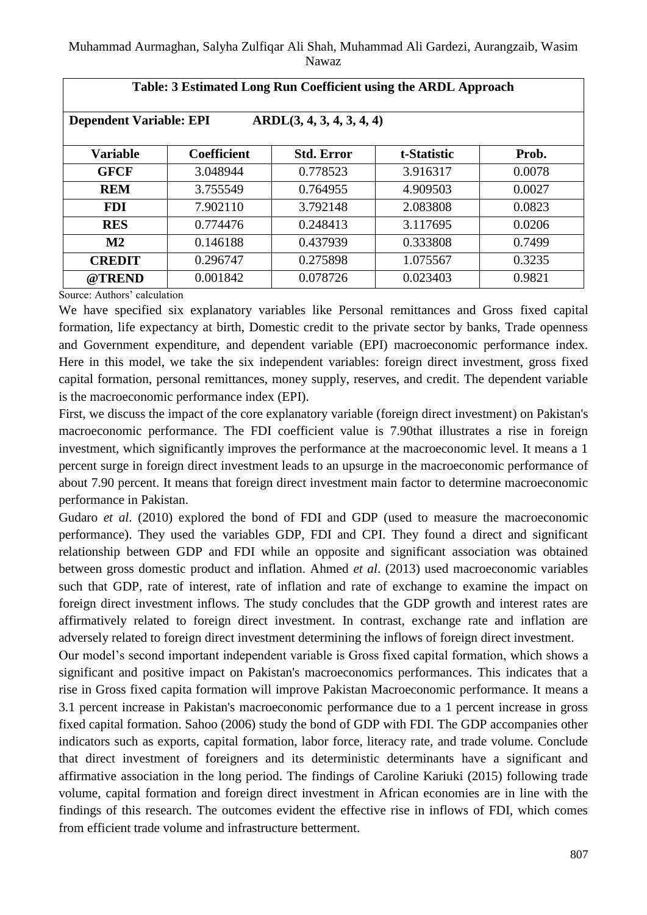| Table: 3 Estimated Long Run Coefficient using the ARDL Approach | | | | |
|---|---|---|---|---|
| **Dependent Variable: EPI** | **ARDL(3, 4, 3, 4, 3, 4, 4)** | | | |
| **Variable** | **Coefficient** | **Std. Error** | **t-Statistic** | **Prob.** |
| **GFCF** | 3.048944 | 0.778523 | 3.916317 | 0.0078 |
| **REM** | 3.755549 | 0.764955 | 4.909503 | 0.0027 |
| **FDI** | 7.902110 | 3.792148 | 2.083808 | 0.0823 |
| **RES** | 0.774476 | 0.248413 | 3.117695 | 0.0206 |
| **M2** | 0.146188 | 0.437939 | 0.333808 | 0.7499 |
| **CREDIT** | 0.296747 | 0.275898 | 1.075567 | 0.3235 |
| **@TREND** | 0.001842 | 0.078726 | 0.023403 | 0.9821 |

Source: Authors' calculation

We have specified six explanatory variables like Personal remittances and Gross fixed capital formation, life expectancy at birth, Domestic credit to the private sector by banks, Trade openness and Government expenditure, and dependent variable (EPI) macroeconomic performance index. Here in this model, we take the six independent variables: foreign direct investment, gross fixed capital formation, personal remittances, money supply, reserves, and credit. The dependent variable is the macroeconomic performance index (EPI).

First, we discuss the impact of the core explanatory variable (foreign direct investment) on Pakistan's macroeconomic performance. The FDI coefficient value is 7.90that illustrates a rise in foreign investment, which significantly improves the performance at the macroeconomic level. It means a 1 percent surge in foreign direct investment leads to an upsurge in the macroeconomic performance of about 7.90 percent. It means that foreign direct investment main factor to determine macroeconomic performance in Pakistan.

Gudaro *et al*. (2010) explored the bond of FDI and GDP (used to measure the macroeconomic performance). They used the variables GDP, FDI and CPI. They found a direct and significant relationship between GDP and FDI while an opposite and significant association was obtained between gross domestic product and inflation. Ahmed *et al*. (2013) used macroeconomic variables such that GDP, rate of interest, rate of inflation and rate of exchange to examine the impact on foreign direct investment inflows. The study concludes that the GDP growth and interest rates are affirmatively related to foreign direct investment. In contrast, exchange rate and inflation are adversely related to foreign direct investment determining the inflows of foreign direct investment.

Our model's second important independent variable is Gross fixed capital formation, which shows a significant and positive impact on Pakistan's macroeconomics performances. This indicates that a rise in Gross fixed capita formation will improve Pakistan Macroeconomic performance. It means a 3.1 percent increase in Pakistan's macroeconomic performance due to a 1 percent increase in gross fixed capital formation. Sahoo (2006) study the bond of GDP with FDI. The GDP accompanies other indicators such as exports, capital formation, labor force, literacy rate, and trade volume. Conclude that direct investment of foreigners and its deterministic determinants have a significant and affirmative association in the long period. The findings of Caroline Kariuki (2015) following trade volume, capital formation and foreign direct investment in African economies are in line with the findings of this research. The outcomes evident the effective rise in inflows of FDI, which comes from efficient trade volume and infrastructure betterment.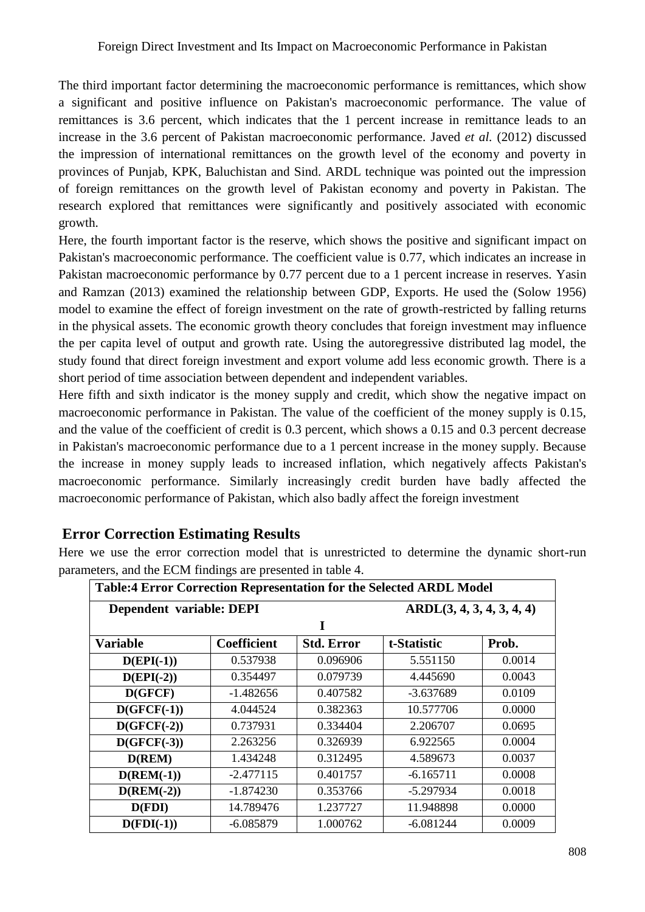The third important factor determining the macroeconomic performance is remittances, which show a significant and positive influence on Pakistan's macroeconomic performance. The value of remittances is 3.6 percent, which indicates that the 1 percent increase in remittance leads to an increase in the 3.6 percent of Pakistan macroeconomic performance. Javed *et al.* (2012) discussed the impression of international remittances on the growth level of the economy and poverty in provinces of Punjab, KPK, Baluchistan and Sind. ARDL technique was pointed out the impression of foreign remittances on the growth level of Pakistan economy and poverty in Pakistan. The research explored that remittances were significantly and positively associated with economic growth.

Here, the fourth important factor is the reserve, which shows the positive and significant impact on Pakistan's macroeconomic performance. The coefficient value is 0.77, which indicates an increase in Pakistan macroeconomic performance by 0.77 percent due to a 1 percent increase in reserves. Yasin and Ramzan (2013) examined the relationship between GDP, Exports. He used the (Solow 1956) model to examine the effect of foreign investment on the rate of growth-restricted by falling returns in the physical assets. The economic growth theory concludes that foreign investment may influence the per capita level of output and growth rate. Using the autoregressive distributed lag model, the study found that direct foreign investment and export volume add less economic growth. There is a short period of time association between dependent and independent variables.

Here fifth and sixth indicator is the money supply and credit, which show the negative impact on macroeconomic performance in Pakistan. The value of the coefficient of the money supply is 0.15, and the value of the coefficient of credit is 0.3 percent, which shows a 0.15 and 0.3 percent decrease in Pakistan's macroeconomic performance due to a 1 percent increase in the money supply. Because the increase in money supply leads to increased inflation, which negatively affects Pakistan's macroeconomic performance. Similarly increasingly credit burden have badly affected the macroeconomic performance of Pakistan, which also badly affect the foreign investment

## Error Correction Estimating Results

Here we use the error correction model that is unrestricted to determine the dynamic short-run parameters, and the ECM findings are presented in table 4.

| **Table:4 Error Correction Representation for the Selected ARDL Model** | | | | |
|---|---|---|---|---|
| **Dependent variable: DEPI** | | | **ARDL(3, 4, 3, 4, 3, 4, 4)** | |
| **I** | | | | |
| **Variable** | **Coefficient** | **Std. Error** | **t-Statistic** | **Prob.** |
| **D(EPI(-1))** | 0.537938 | 0.096906 | 5.551150 | 0.0014 |
| **D(EPI(-2))** | 0.354497 | 0.079739 | 4.445690 | 0.0043 |
| **D(GFCF)** | -1.482656 | 0.407582 | -3.637689 | 0.0109 |
| **D(GFCF(-1))** | 4.044524 | 0.382363 | 10.577706 | 0.0000 |
| **D(GFCF(-2))** | 0.737931 | 0.334404 | 2.206707 | 0.0695 |
| **D(GFCF(-3))** | 2.263256 | 0.326939 | 6.922565 | 0.0004 |
| **D(REM)** | 1.434248 | 0.312495 | 4.589673 | 0.0037 |
| **D(REM(-1))** | -2.477115 | 0.401757 | -6.165711 | 0.0008 |
| **D(REM(-2))** | -1.874230 | 0.353766 | -5.297934 | 0.0018 |
| **D(FDI)** | 14.789476 | 1.237727 | 11.948898 | 0.0000 |
| **D(FDI(-1))** | -6.085879 | 1.000762 | -6.081244 | 0.0009 |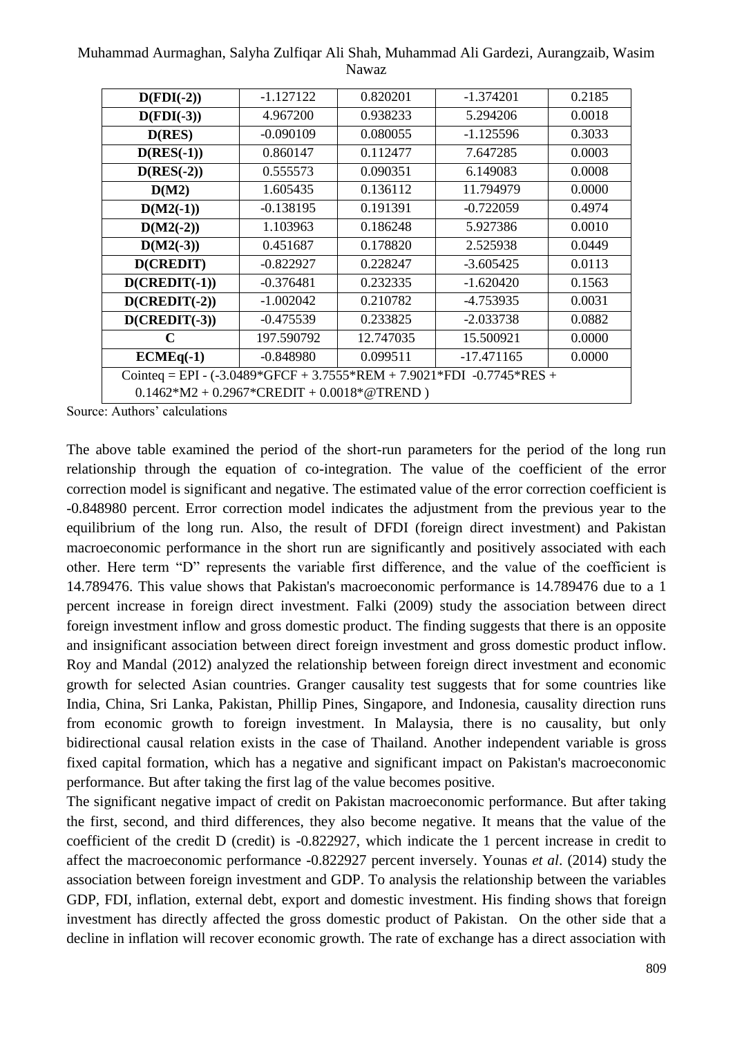| D(FDI(-2)) | -1.127122 | 0.820201 | -1.374201 | 0.2185 |
|---|---|---|---|---|
| D(FDI(-3)) | 4.967200 | 0.938233 | 5.294206 | 0.0018 |
| D(RES) | -0.090109 | 0.080055 | -1.125596 | 0.3033 |
| D(RES(-1)) | 0.860147 | 0.112477 | 7.647285 | 0.0003 |
| D(RES(-2)) | 0.555573 | 0.090351 | 6.149083 | 0.0008 |
| D(M2) | 1.605435 | 0.136112 | 11.794979 | 0.0000 |
| D(M2(-1)) | -0.138195 | 0.191391 | -0.722059 | 0.4974 |
| D(M2(-2)) | 1.103963 | 0.186248 | 5.927386 | 0.0010 |
| D(M2(-3)) | 0.451687 | 0.178820 | 2.525938 | 0.0449 |
| D(CREDIT) | -0.822927 | 0.228247 | -3.605425 | 0.0113 |
| D(CREDIT(-1)) | -0.376481 | 0.232335 | -1.620420 | 0.1563 |
| D(CREDIT(-2)) | -1.002042 | 0.210782 | -4.753935 | 0.0031 |
| D(CREDIT(-3)) | -0.475539 | 0.233825 | -2.033738 | 0.0882 |
| C | 197.590792 | 12.747035 | 15.500921 | 0.0000 |
| ECMEq(-1) | -0.848980 | 0.099511 | -17.471165 | 0.0000 |
| Cointeq = EPI - (-3.0489*GFCF + 3.7555*REM + 7.9021*FDI -0.7745*RES + 0.1462*M2 + 0.2967*CREDIT + 0.0018*@TREND ) | | | | |

Source: Authors' calculations

The above table examined the period of the short-run parameters for the period of the long run relationship through the equation of co-integration. The value of the coefficient of the error correction model is significant and negative. The estimated value of the error correction coefficient is -0.848980 percent. Error correction model indicates the adjustment from the previous year to the equilibrium of the long run. Also, the result of DFDI (foreign direct investment) and Pakistan macroeconomic performance in the short run are significantly and positively associated with each other. Here term "D" represents the variable first difference, and the value of the coefficient is 14.789476. This value shows that Pakistan's macroeconomic performance is 14.789476 due to a 1 percent increase in foreign direct investment. Falki (2009) study the association between direct foreign investment inflow and gross domestic product. The finding suggests that there is an opposite and insignificant association between direct foreign investment and gross domestic product inflow. Roy and Mandal (2012) analyzed the relationship between foreign direct investment and economic growth for selected Asian countries. Granger causality test suggests that for some countries like India, China, Sri Lanka, Pakistan, Phillip Pines, Singapore, and Indonesia, causality direction runs from economic growth to foreign investment. In Malaysia, there is no causality, but only bidirectional causal relation exists in the case of Thailand. Another independent variable is gross fixed capital formation, which has a negative and significant impact on Pakistan's macroeconomic performance. But after taking the first lag of the value becomes positive.

The significant negative impact of credit on Pakistan macroeconomic performance. But after taking the first, second, and third differences, they also become negative. It means that the value of the coefficient of the credit D (credit) is -0.822927, which indicate the 1 percent increase in credit to affect the macroeconomic performance -0.822927 percent inversely. Younas *et al*. (2014) study the association between foreign investment and GDP. To analysis the relationship between the variables GDP, FDI, inflation, external debt, export and domestic investment. His finding shows that foreign investment has directly affected the gross domestic product of Pakistan. On the other side that a decline in inflation will recover economic growth. The rate of exchange has a direct association with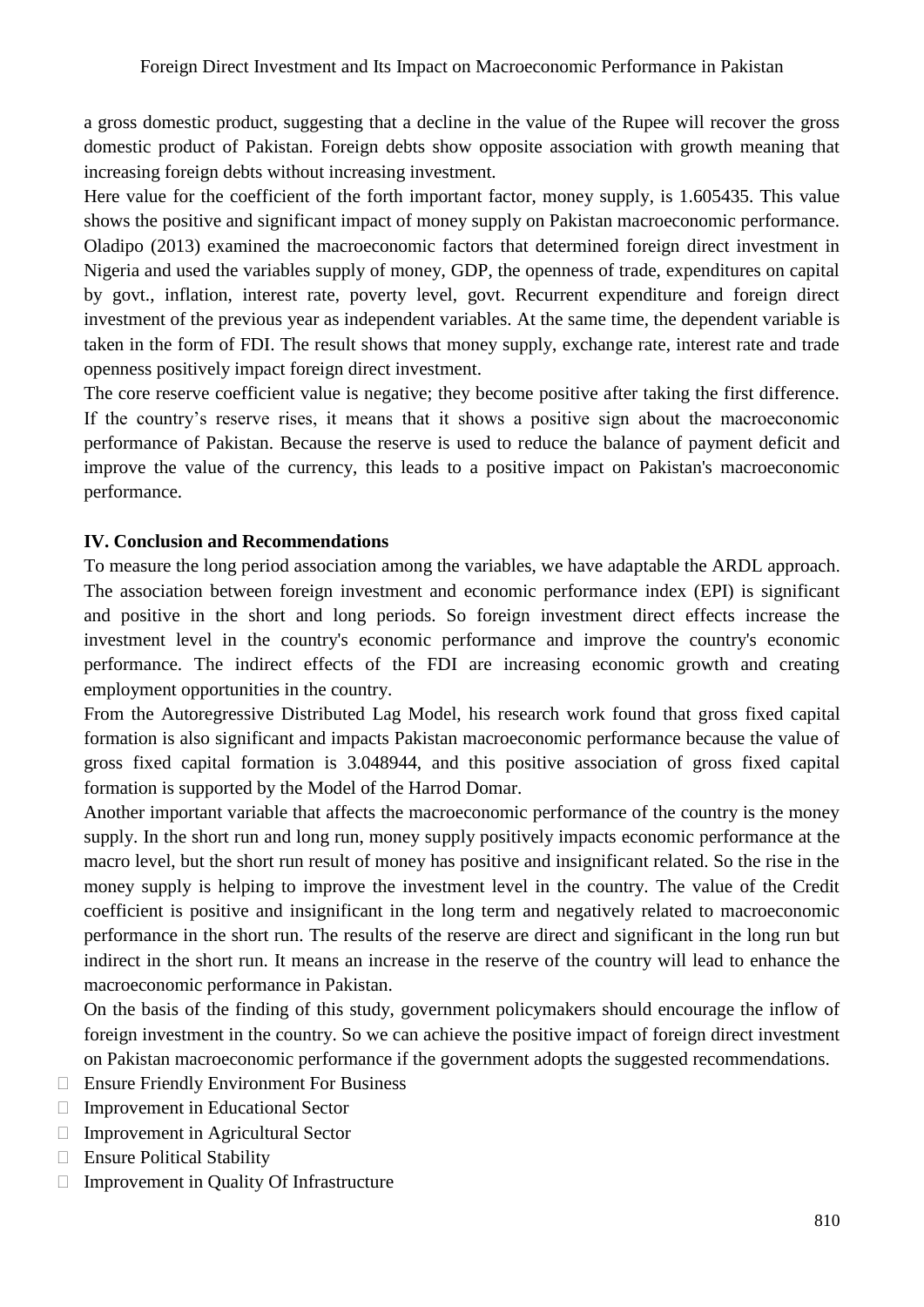a gross domestic product, suggesting that a decline in the value of the Rupee will recover the gross domestic product of Pakistan. Foreign debts show opposite association with growth meaning that increasing foreign debts without increasing investment.

Here value for the coefficient of the forth important factor, money supply, is 1.605435. This value shows the positive and significant impact of money supply on Pakistan macroeconomic performance. Oladipo (2013) examined the macroeconomic factors that determined foreign direct investment in Nigeria and used the variables supply of money, GDP, the openness of trade, expenditures on capital by govt., inflation, interest rate, poverty level, govt. Recurrent expenditure and foreign direct investment of the previous year as independent variables. At the same time, the dependent variable is taken in the form of FDI. The result shows that money supply, exchange rate, interest rate and trade openness positively impact foreign direct investment.

The core reserve coefficient value is negative; they become positive after taking the first difference. If the country's reserve rises, it means that it shows a positive sign about the macroeconomic performance of Pakistan. Because the reserve is used to reduce the balance of payment deficit and improve the value of the currency, this leads to a positive impact on Pakistan's macroeconomic performance.

## IV. Conclusion and Recommendations

To measure the long period association among the variables, we have adaptable the ARDL approach. The association between foreign investment and economic performance index (EPI) is significant and positive in the short and long periods. So foreign investment direct effects increase the investment level in the country's economic performance and improve the country's economic performance. The indirect effects of the FDI are increasing economic growth and creating employment opportunities in the country.

From the Autoregressive Distributed Lag Model, his research work found that gross fixed capital formation is also significant and impacts Pakistan macroeconomic performance because the value of gross fixed capital formation is 3.048944, and this positive association of gross fixed capital formation is supported by the Model of the Harrod Domar.

Another important variable that affects the macroeconomic performance of the country is the money supply. In the short run and long run, money supply positively impacts economic performance at the macro level, but the short run result of money has positive and insignificant related. So the rise in the money supply is helping to improve the investment level in the country. The value of the Credit coefficient is positive and insignificant in the long term and negatively related to macroeconomic performance in the short run. The results of the reserve are direct and significant in the long run but indirect in the short run. It means an increase in the reserve of the country will lead to enhance the macroeconomic performance in Pakistan.

On the basis of the finding of this study, government policymakers should encourage the inflow of foreign investment in the country. So we can achieve the positive impact of foreign direct investment on Pakistan macroeconomic performance if the government adopts the suggested recommendations.

- Ensure Friendly Environment For Business
- Improvement in Educational Sector
- Improvement in Agricultural Sector
- Ensure Political Stability
- Improvement in Quality Of Infrastructure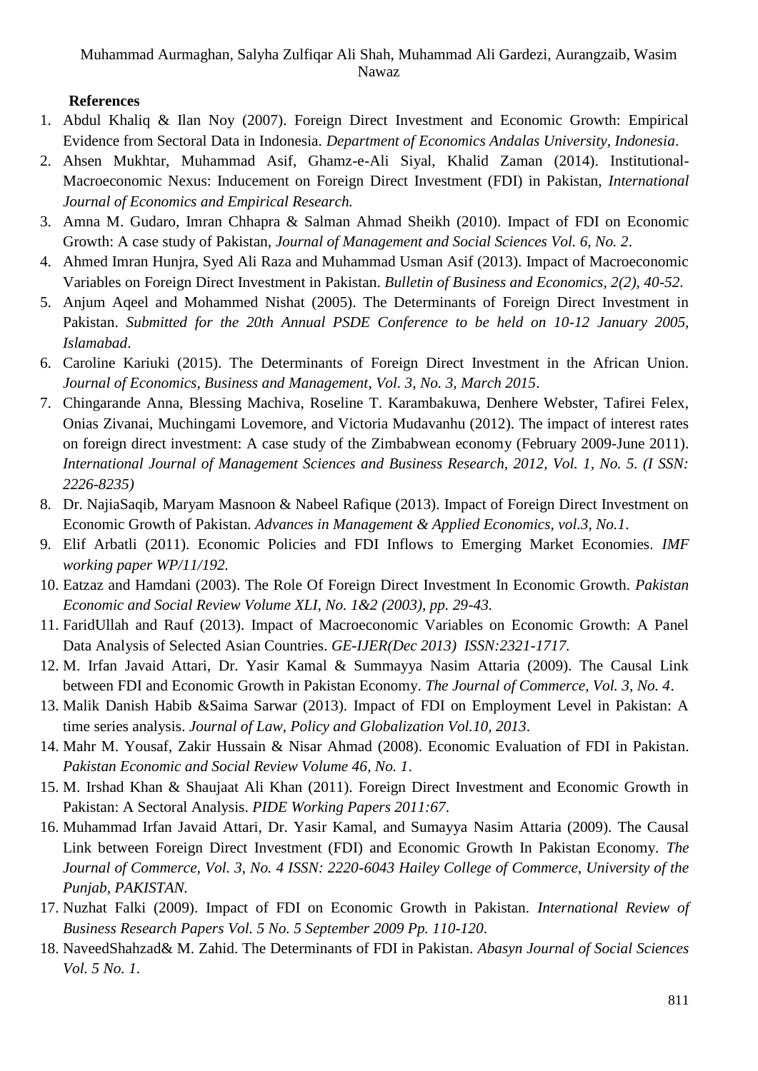**References**

1. Abdul Khaliq & Ilan Noy (2007). Foreign Direct Investment and Economic Growth: Empirical Evidence from Sectoral Data in Indonesia. *Department of Economics Andalas University, Indonesia*.
2. Ahsen Mukhtar, Muhammad Asif, Ghamz-e-Ali Siyal, Khalid Zaman (2014). Institutional-Macroeconomic Nexus: Inducement on Foreign Direct Investment (FDI) in Pakistan, *International Journal of Economics and Empirical Research.*
3. Amna M. Gudaro, Imran Chhapra & Salman Ahmad Sheikh (2010). Impact of FDI on Economic Growth: A case study of Pakistan, *Journal of Management and Social Sciences Vol. 6, No. 2*.
4. Ahmed Imran Hunjra, Syed Ali Raza and Muhammad Usman Asif (2013). Impact of Macroeconomic Variables on Foreign Direct Investment in Pakistan. *Bulletin of Business and Economics, 2(2), 40-52*.
5. Anjum Aqeel and Mohammed Nishat (2005). The Determinants of Foreign Direct Investment in Pakistan. *Submitted for the 20th Annual PSDE Conference to be held on 10-12 January 2005, Islamabad*.
6. Caroline Kariuki (2015). The Determinants of Foreign Direct Investment in the African Union. *Journal of Economics, Business and Management, Vol. 3, No. 3, March 2015*.
7. Chingarande Anna, Blessing Machiva, Roseline T. Karambakuwa, Denhere Webster, Tafirei Felex, Onias Zivanai, Muchingami Lovemore, and Victoria Mudavanhu (2012). The impact of interest rates on foreign direct investment: A case study of the Zimbabwean economy (February 2009-June 2011). *International Journal of Management Sciences and Business Research, 2012, Vol. 1, No. 5. (I SSN: 2226-8235)*
8. Dr. NajiaSaqib, Maryam Masnoon & Nabeel Rafique (2013). Impact of Foreign Direct Investment on Economic Growth of Pakistan. *Advances in Management & Applied Economics, vol.3, No.1*.
9. Elif Arbatli (2011). Economic Policies and FDI Inflows to Emerging Market Economies. *IMF working paper WP/11/192.*
10. Eatzaz and Hamdani (2003). The Role Of Foreign Direct Investment In Economic Growth. *Pakistan Economic and Social Review Volume XLI, No. 1&2 (2003), pp. 29-43.*
11. FaridUllah and Rauf (2013). Impact of Macroeconomic Variables on Economic Growth: A Panel Data Analysis of Selected Asian Countries. *GE-IJER(Dec 2013) ISSN:2321-1717.*
12. M. Irfan Javaid Attari, Dr. Yasir Kamal & Summayya Nasim Attaria (2009). The Causal Link between FDI and Economic Growth in Pakistan Economy. *The Journal of Commerce, Vol. 3, No. 4*.
13. Malik Danish Habib &Saima Sarwar (2013). Impact of FDI on Employment Level in Pakistan: A time series analysis. *Journal of Law, Policy and Globalization Vol.10, 2013*.
14. Mahr M. Yousaf, Zakir Hussain & Nisar Ahmad (2008). Economic Evaluation of FDI in Pakistan. *Pakistan Economic and Social Review Volume 46, No. 1*.
15. M. Irshad Khan & Shaujaat Ali Khan (2011). Foreign Direct Investment and Economic Growth in Pakistan: A Sectoral Analysis. *PIDE Working Papers 2011:67*.
16. Muhammad Irfan Javaid Attari, Dr. Yasir Kamal, and Sumayya Nasim Attaria (2009). The Causal Link between Foreign Direct Investment (FDI) and Economic Growth In Pakistan Economy. *The Journal of Commerce, Vol. 3, No. 4 ISSN: 2220-6043 Hailey College of Commerce, University of the Punjab, PAKISTAN.*
17. Nuzhat Falki (2009). Impact of FDI on Economic Growth in Pakistan. *International Review of Business Research Papers Vol. 5 No. 5 September 2009 Pp. 110-120*.
18. NaveedShahzad& M. Zahid. The Determinants of FDI in Pakistan. *Abasyn Journal of Social Sciences Vol. 5 No. 1.*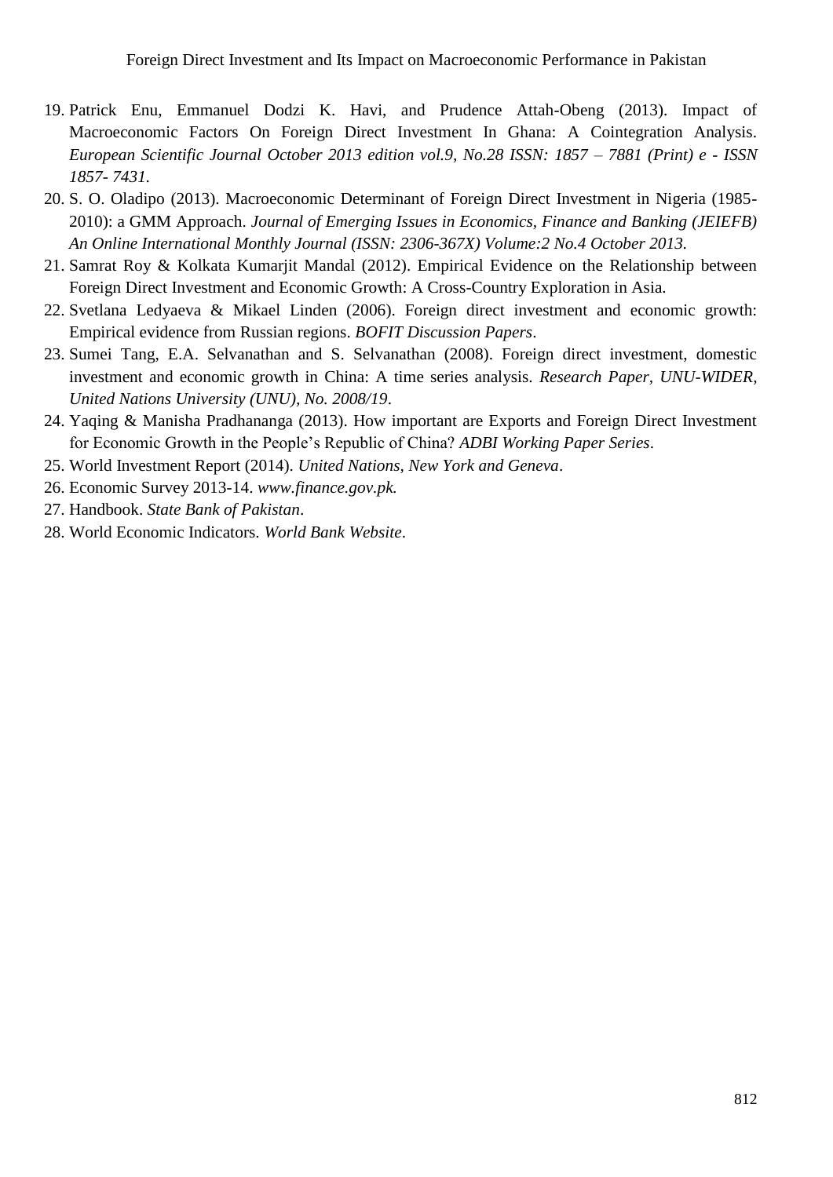19. Patrick Enu, Emmanuel Dodzi K. Havi, and Prudence Attah-Obeng (2013). Impact of Macroeconomic Factors On Foreign Direct Investment In Ghana: A Cointegration Analysis. *European Scientific Journal October 2013 edition vol.9, No.28 ISSN: 1857 – 7881 (Print) e - ISSN 1857- 7431*.
20. S. O. Oladipo (2013). Macroeconomic Determinant of Foreign Direct Investment in Nigeria (1985-2010): a GMM Approach. *Journal of Emerging Issues in Economics, Finance and Banking (JEIEFB) An Online International Monthly Journal (ISSN: 2306-367X) Volume:2 No.4 October 2013.*
21. Samrat Roy & Kolkata Kumarjit Mandal (2012). Empirical Evidence on the Relationship between Foreign Direct Investment and Economic Growth: A Cross-Country Exploration in Asia.
22. Svetlana Ledyaeva & Mikael Linden (2006). Foreign direct investment and economic growth: Empirical evidence from Russian regions. *BOFIT Discussion Papers*.
23. Sumei Tang, E.A. Selvanathan and S. Selvanathan (2008). Foreign direct investment, domestic investment and economic growth in China: A time series analysis. *Research Paper, UNU-WIDER, United Nations University (UNU), No. 2008/19*.
24. Yaqing & Manisha Pradhananga (2013). How important are Exports and Foreign Direct Investment for Economic Growth in the People's Republic of China? *ADBI Working Paper Series*.
25. World Investment Report (2014). *United Nations, New York and Geneva*.
26. Economic Survey 2013-14. *www.finance.gov.pk.*
27. Handbook. *State Bank of Pakistan*.
28. World Economic Indicators. *World Bank Website*.